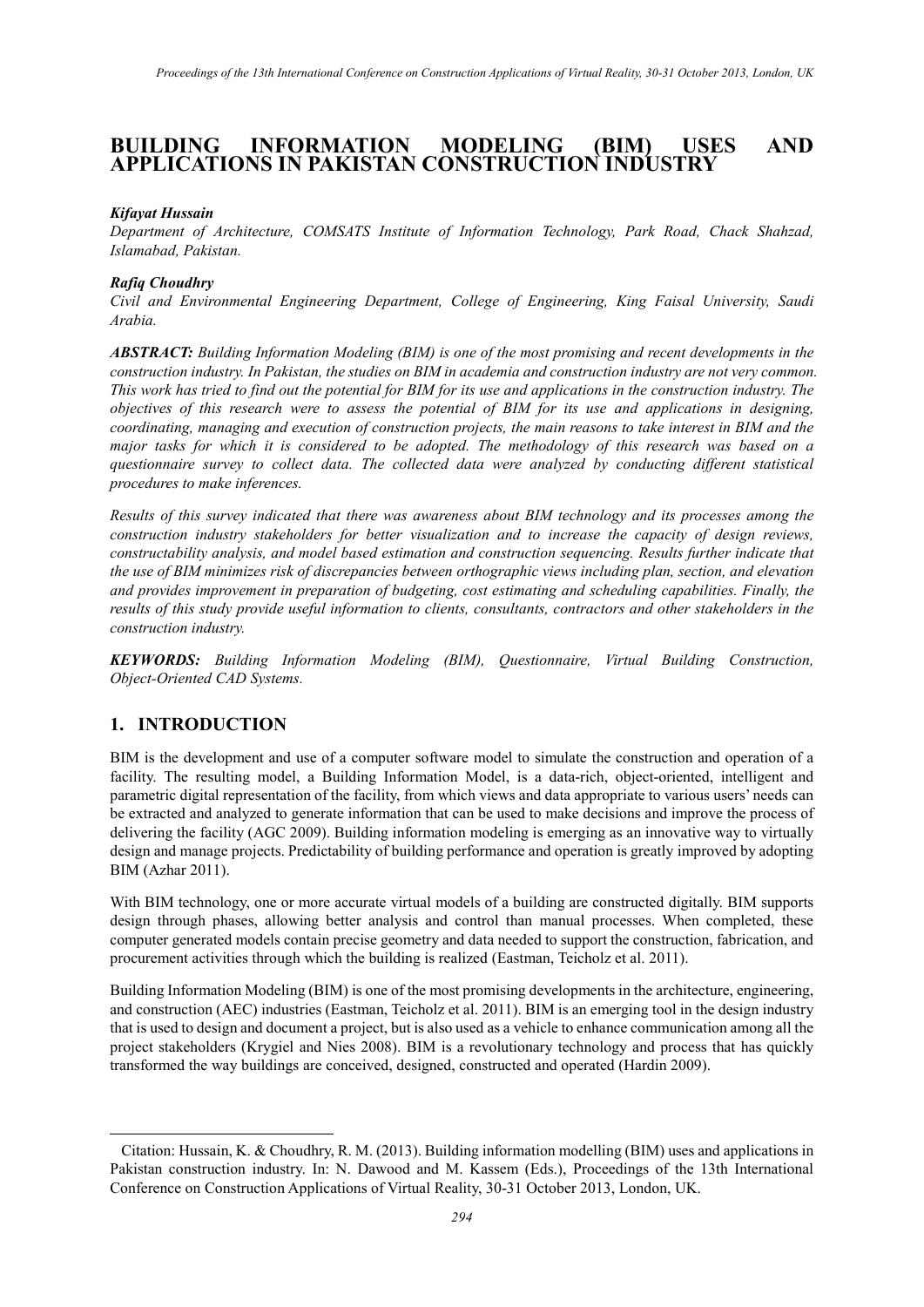# BUILDING INFORMATION MODELING (BIM) USES AND APPLICATIONS IN PAKISTAN CONSTRUCTION INDUSTRY

***Kifayat Hussain***

*Department of Architecture, COMSATS Institute of Information Technology, Park Road, Chack Shahzad, Islamabad, Pakistan.*

***Rafiq Choudhry***

*Civil and Environmental Engineering Department, College of Engineering, King Faisal University, Saudi Arabia.*

***ABSTRACT:*** *Building Information Modeling (BIM) is one of the most promising and recent developments in the construction industry. In Pakistan, the studies on BIM in academia and construction industry are not very common. This work has tried to find out the potential for BIM for its use and applications in the construction industry. The objectives of this research were to assess the potential of BIM for its use and applications in designing, coordinating, managing and execution of construction projects, the main reasons to take interest in BIM and the major tasks for which it is considered to be adopted. The methodology of this research was based on a questionnaire survey to collect data. The collected data were analyzed by conducting different statistical procedures to make inferences.*

*Results of this survey indicated that there was awareness about BIM technology and its processes among the construction industry stakeholders for better visualization and to increase the capacity of design reviews, constructability analysis, and model based estimation and construction sequencing. Results further indicate that the use of BIM minimizes risk of discrepancies between orthographic views including plan, section, and elevation and provides improvement in preparation of budgeting, cost estimating and scheduling capabilities. Finally, the results of this study provide useful information to clients, consultants, contractors and other stakeholders in the construction industry.*

***KEYWORDS:*** *Building Information Modeling (BIM), Questionnaire, Virtual Building Construction, Object-Oriented CAD Systems.*

## 1. INTRODUCTION

BIM is the development and use of a computer software model to simulate the construction and operation of a facility. The resulting model, a Building Information Model, is a data-rich, object-oriented, intelligent and parametric digital representation of the facility, from which views and data appropriate to various users' needs can be extracted and analyzed to generate information that can be used to make decisions and improve the process of delivering the facility (AGC 2009). Building information modeling is emerging as an innovative way to virtually design and manage projects. Predictability of building performance and operation is greatly improved by adopting BIM (Azhar 2011).

With BIM technology, one or more accurate virtual models of a building are constructed digitally. BIM supports design through phases, allowing better analysis and control than manual processes. When completed, these computer generated models contain precise geometry and data needed to support the construction, fabrication, and procurement activities through which the building is realized (Eastman, Teicholz et al. 2011).

Building Information Modeling (BIM) is one of the most promising developments in the architecture, engineering, and construction (AEC) industries (Eastman, Teicholz et al. 2011). BIM is an emerging tool in the design industry that is used to design and document a project, but is also used as a vehicle to enhance communication among all the project stakeholders (Krygiel and Nies 2008). BIM is a revolutionary technology and process that has quickly transformed the way buildings are conceived, designed, constructed and operated (Hardin 2009).

Citation: Hussain, K. & Choudhry, R. M. (2013). Building information modelling (BIM) uses and applications in Pakistan construction industry. In: N. Dawood and M. Kassem (Eds.), Proceedings of the 13th International Conference on Construction Applications of Virtual Reality, 30-31 October 2013, London, UK.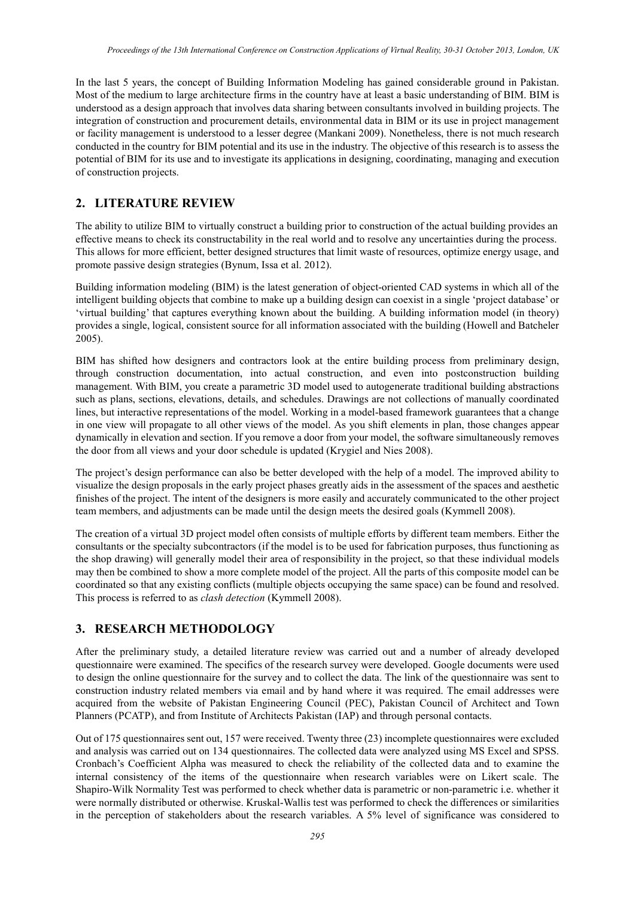In the last 5 years, the concept of Building Information Modeling has gained considerable ground in Pakistan. Most of the medium to large architecture firms in the country have at least a basic understanding of BIM. BIM is understood as a design approach that involves data sharing between consultants involved in building projects. The integration of construction and procurement details, environmental data in BIM or its use in project management or facility management is understood to a lesser degree (Mankani 2009). Nonetheless, there is not much research conducted in the country for BIM potential and its use in the industry. The objective of this research is to assess the potential of BIM for its use and to investigate its applications in designing, coordinating, managing and execution of construction projects.

## 2. LITERATURE REVIEW

The ability to utilize BIM to virtually construct a building prior to construction of the actual building provides an effective means to check its constructability in the real world and to resolve any uncertainties during the process. This allows for more efficient, better designed structures that limit waste of resources, optimize energy usage, and promote passive design strategies (Bynum, Issa et al. 2012).

Building information modeling (BIM) is the latest generation of object-oriented CAD systems in which all of the intelligent building objects that combine to make up a building design can coexist in a single 'project database' or 'virtual building' that captures everything known about the building. A building information model (in theory) provides a single, logical, consistent source for all information associated with the building (Howell and Batcheler 2005).

BIM has shifted how designers and contractors look at the entire building process from preliminary design, through construction documentation, into actual construction, and even into postconstruction building management. With BIM, you create a parametric 3D model used to autogenerate traditional building abstractions such as plans, sections, elevations, details, and schedules. Drawings are not collections of manually coordinated lines, but interactive representations of the model. Working in a model-based framework guarantees that a change in one view will propagate to all other views of the model. As you shift elements in plan, those changes appear dynamically in elevation and section. If you remove a door from your model, the software simultaneously removes the door from all views and your door schedule is updated (Krygiel and Nies 2008).

The project's design performance can also be better developed with the help of a model. The improved ability to visualize the design proposals in the early project phases greatly aids in the assessment of the spaces and aesthetic finishes of the project. The intent of the designers is more easily and accurately communicated to the other project team members, and adjustments can be made until the design meets the desired goals (Kymmell 2008).

The creation of a virtual 3D project model often consists of multiple efforts by different team members. Either the consultants or the specialty subcontractors (if the model is to be used for fabrication purposes, thus functioning as the shop drawing) will generally model their area of responsibility in the project, so that these individual models may then be combined to show a more complete model of the project. All the parts of this composite model can be coordinated so that any existing conflicts (multiple objects occupying the same space) can be found and resolved. This process is referred to as *clash detection* (Kymmell 2008).

## 3. RESEARCH METHODOLOGY

After the preliminary study, a detailed literature review was carried out and a number of already developed questionnaire were examined. The specifics of the research survey were developed. Google documents were used to design the online questionnaire for the survey and to collect the data. The link of the questionnaire was sent to construction industry related members via email and by hand where it was required. The email addresses were acquired from the website of Pakistan Engineering Council (PEC), Pakistan Council of Architect and Town Planners (PCATP), and from Institute of Architects Pakistan (IAP) and through personal contacts.

Out of 175 questionnaires sent out, 157 were received. Twenty three (23) incomplete questionnaires were excluded and analysis was carried out on 134 questionnaires. The collected data were analyzed using MS Excel and SPSS. Cronbach's Coefficient Alpha was measured to check the reliability of the collected data and to examine the internal consistency of the items of the questionnaire when research variables were on Likert scale. The Shapiro-Wilk Normality Test was performed to check whether data is parametric or non-parametric i.e. whether it were normally distributed or otherwise. Kruskal-Wallis test was performed to check the differences or similarities in the perception of stakeholders about the research variables. A 5% level of significance was considered to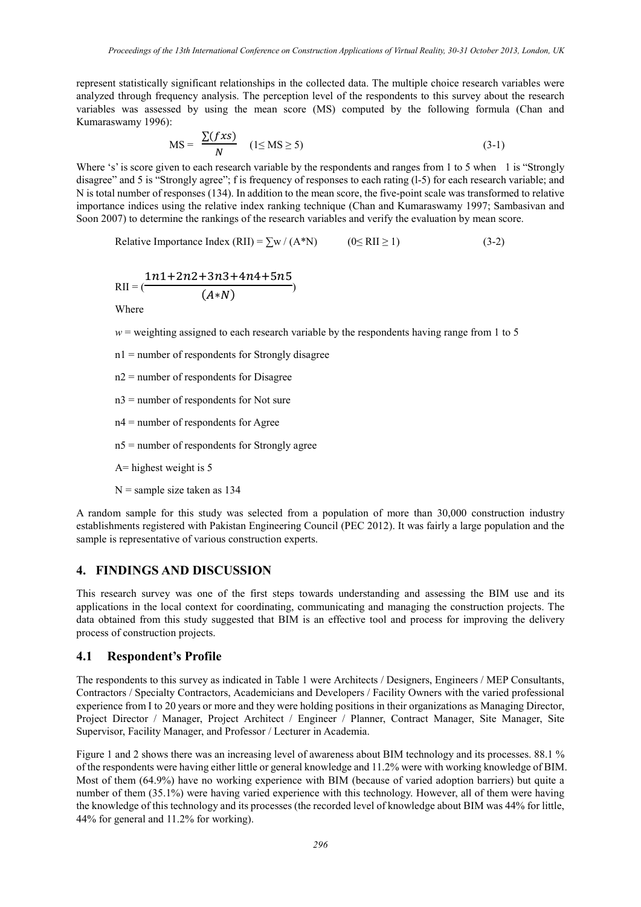represent statistically significant relationships in the collected data. The multiple choice research variables were analyzed through frequency analysis. The perception level of the respondents to this survey about the research variables was assessed by using the mean score (MS) computed by the following formula (Chan and Kumaraswamy 1996):

$$\text{MS} = \frac{\sum(fxs)}{N} \quad (1\leq \text{MS} \geq 5) \tag{3-1}$$

Where 's' is score given to each research variable by the respondents and ranges from 1 to 5 when 1 is "Strongly disagree" and 5 is "Strongly agree"; f is frequency of responses to each rating (l-5) for each research variable; and N is total number of responses (134). In addition to the mean score, the five-point scale was transformed to relative importance indices using the relative index ranking technique (Chan and Kumaraswamy 1997; Sambasivan and Soon 2007) to determine the rankings of the research variables and verify the evaluation by mean score.

$$\text{Relative Importance Index (RII)} = \sum w / (A*N) \qquad (0\leq \text{RII} \geq 1) \tag{3-2}$$

$$\text{RII} = \left(\frac{1n1+2n2+3n3+4n4+5n5}{(A*N)}\right)$$

Where

$w$ = weighting assigned to each research variable by the respondents having range from 1 to 5

n1 = number of respondents for Strongly disagree

n2 = number of respondents for Disagree

n3 = number of respondents for Not sure

n4 = number of respondents for Agree

n5 = number of respondents for Strongly agree

A= highest weight is 5

N = sample size taken as 134

A random sample for this study was selected from a population of more than 30,000 construction industry establishments registered with Pakistan Engineering Council (PEC 2012). It was fairly a large population and the sample is representative of various construction experts.

## 4. FINDINGS AND DISCUSSION

This research survey was one of the first steps towards understanding and assessing the BIM use and its applications in the local context for coordinating, communicating and managing the construction projects. The data obtained from this study suggested that BIM is an effective tool and process for improving the delivery process of construction projects.

### 4.1 Respondent's Profile

The respondents to this survey as indicated in Table 1 were Architects / Designers, Engineers / MEP Consultants, Contractors / Specialty Contractors, Academicians and Developers / Facility Owners with the varied professional experience from I to 20 years or more and they were holding positions in their organizations as Managing Director, Project Director / Manager, Project Architect / Engineer / Planner, Contract Manager, Site Manager, Site Supervisor, Facility Manager, and Professor / Lecturer in Academia.

Figure 1 and 2 shows there was an increasing level of awareness about BIM technology and its processes. 88.1 % of the respondents were having either little or general knowledge and 11.2% were with working knowledge of BIM. Most of them (64.9%) have no working experience with BIM (because of varied adoption barriers) but quite a number of them (35.1%) were having varied experience with this technology. However, all of them were having the knowledge of this technology and its processes (the recorded level of knowledge about BIM was 44% for little, 44% for general and 11.2% for working).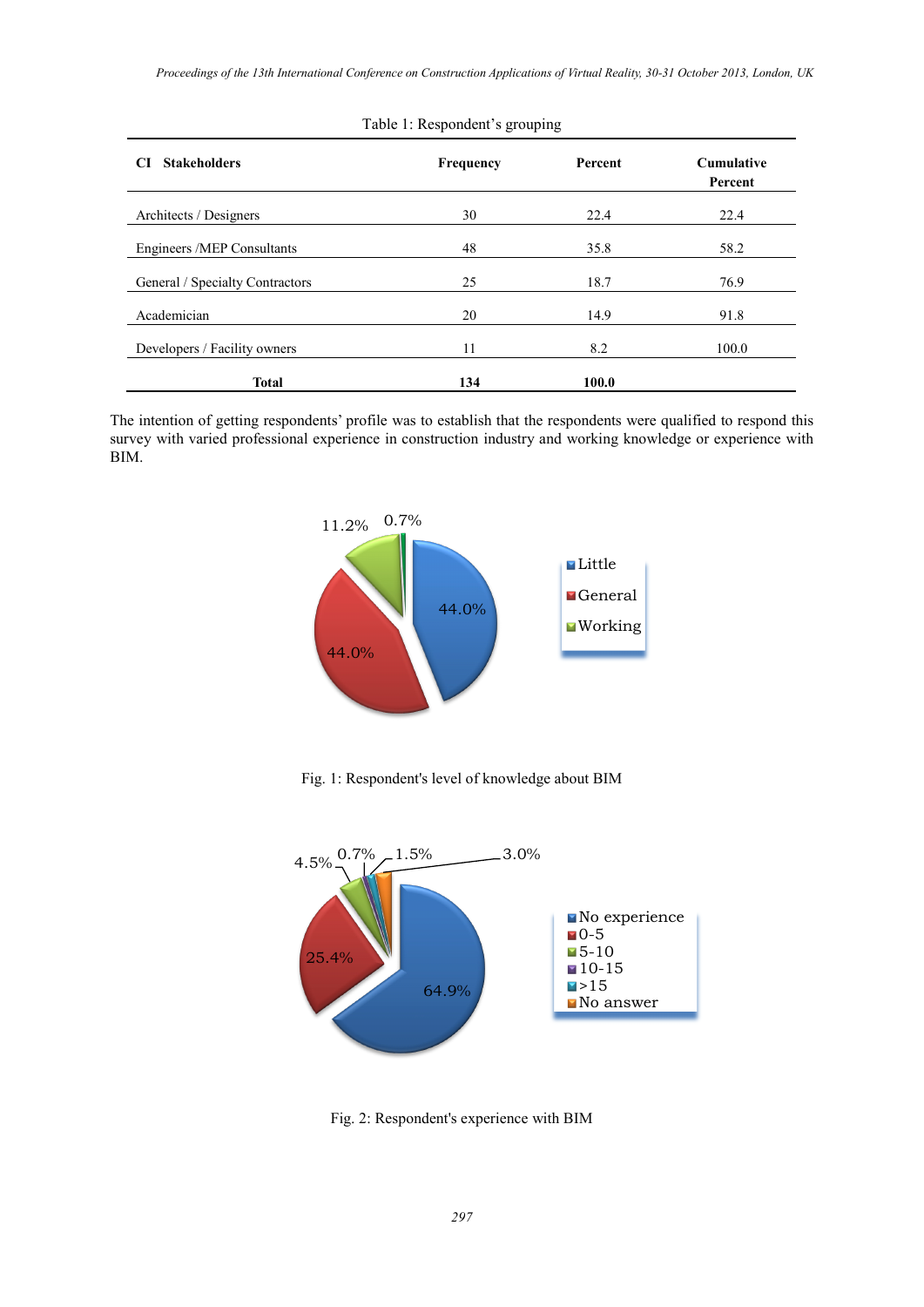Table 1: Respondent's grouping

| CI Stakeholders | Frequency | Percent | Cumulative Percent |
|---|---|---|---|
| Architects / Designers | 30 | 22.4 | 22.4 |
| Engineers /MEP Consultants | 48 | 35.8 | 58.2 |
| General / Specialty Contractors | 25 | 18.7 | 76.9 |
| Academician | 20 | 14.9 | 91.8 |
| Developers / Facility owners | 11 | 8.2 | 100.0 |
| **Total** | **134** | **100.0** | |

The intention of getting respondents' profile was to establish that the respondents were qualified to respond this survey with varied professional experience in construction industry and working knowledge or experience with BIM.

Fig. 1: Respondent's level of knowledge about BIM

Fig. 2: Respondent's experience with BIM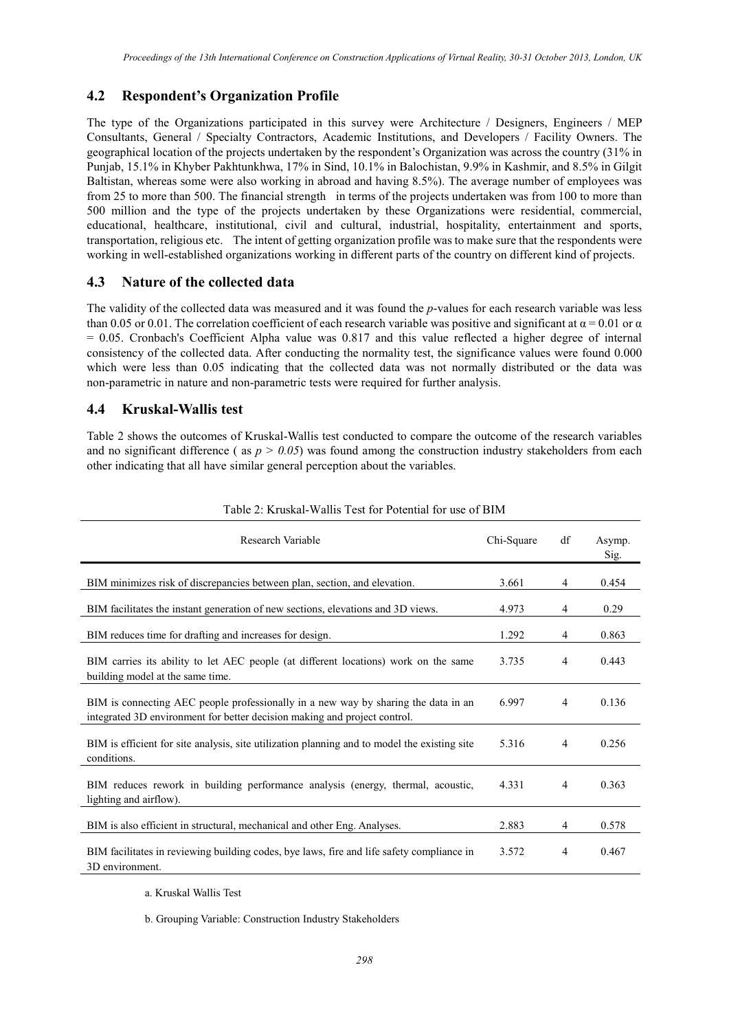## 4.2 Respondent's Organization Profile

The type of the Organizations participated in this survey were Architecture / Designers, Engineers / MEP Consultants, General / Specialty Contractors, Academic Institutions, and Developers / Facility Owners. The geographical location of the projects undertaken by the respondent's Organization was across the country (31% in Punjab, 15.1% in Khyber Pakhtunkhwa, 17% in Sind, 10.1% in Balochistan, 9.9% in Kashmir, and 8.5% in Gilgit Baltistan, whereas some were also working in abroad and having 8.5%). The average number of employees was from 25 to more than 500. The financial strength in terms of the projects undertaken was from 100 to more than 500 million and the type of the projects undertaken by these Organizations were residential, commercial, educational, healthcare, institutional, civil and cultural, industrial, hospitality, entertainment and sports, transportation, religious etc. The intent of getting organization profile was to make sure that the respondents were working in well-established organizations working in different parts of the country on different kind of projects.

## 4.3 Nature of the collected data

The validity of the collected data was measured and it was found the *p*-values for each research variable was less than 0.05 or 0.01. The correlation coefficient of each research variable was positive and significant at $\alpha = 0.01$ or $\alpha = 0.05$. Cronbach's Coefficient Alpha value was 0.817 and this value reflected a higher degree of internal consistency of the collected data. After conducting the normality test, the significance values were found 0.000 which were less than 0.05 indicating that the collected data was not normally distributed or the data was non-parametric in nature and non-parametric tests were required for further analysis.

## 4.4 Kruskal-Wallis test

Table 2 shows the outcomes of Kruskal-Wallis test conducted to compare the outcome of the research variables and no significant difference ( as $p > 0.05$) was found among the construction industry stakeholders from each other indicating that all have similar general perception about the variables.

Table 2: Kruskal-Wallis Test for Potential for use of BIM

| Research Variable | Chi-Square | df | Asymp. Sig. |
|---|---|---|---|
| BIM minimizes risk of discrepancies between plan, section, and elevation. | 3.661 | 4 | 0.454 |
| BIM facilitates the instant generation of new sections, elevations and 3D views. | 4.973 | 4 | 0.29 |
| BIM reduces time for drafting and increases for design. | 1.292 | 4 | 0.863 |
| BIM carries its ability to let AEC people (at different locations) work on the same building model at the same time. | 3.735 | 4 | 0.443 |
| BIM is connecting AEC people professionally in a new way by sharing the data in an integrated 3D environment for better decision making and project control. | 6.997 | 4 | 0.136 |
| BIM is efficient for site analysis, site utilization planning and to model the existing site conditions. | 5.316 | 4 | 0.256 |
| BIM reduces rework in building performance analysis (energy, thermal, acoustic, lighting and airflow). | 4.331 | 4 | 0.363 |
| BIM is also efficient in structural, mechanical and other Eng. Analyses. | 2.883 | 4 | 0.578 |
| BIM facilitates in reviewing building codes, bye laws, fire and life safety compliance in 3D environment. | 3.572 | 4 | 0.467 |

a. Kruskal Wallis Test

b. Grouping Variable: Construction Industry Stakeholders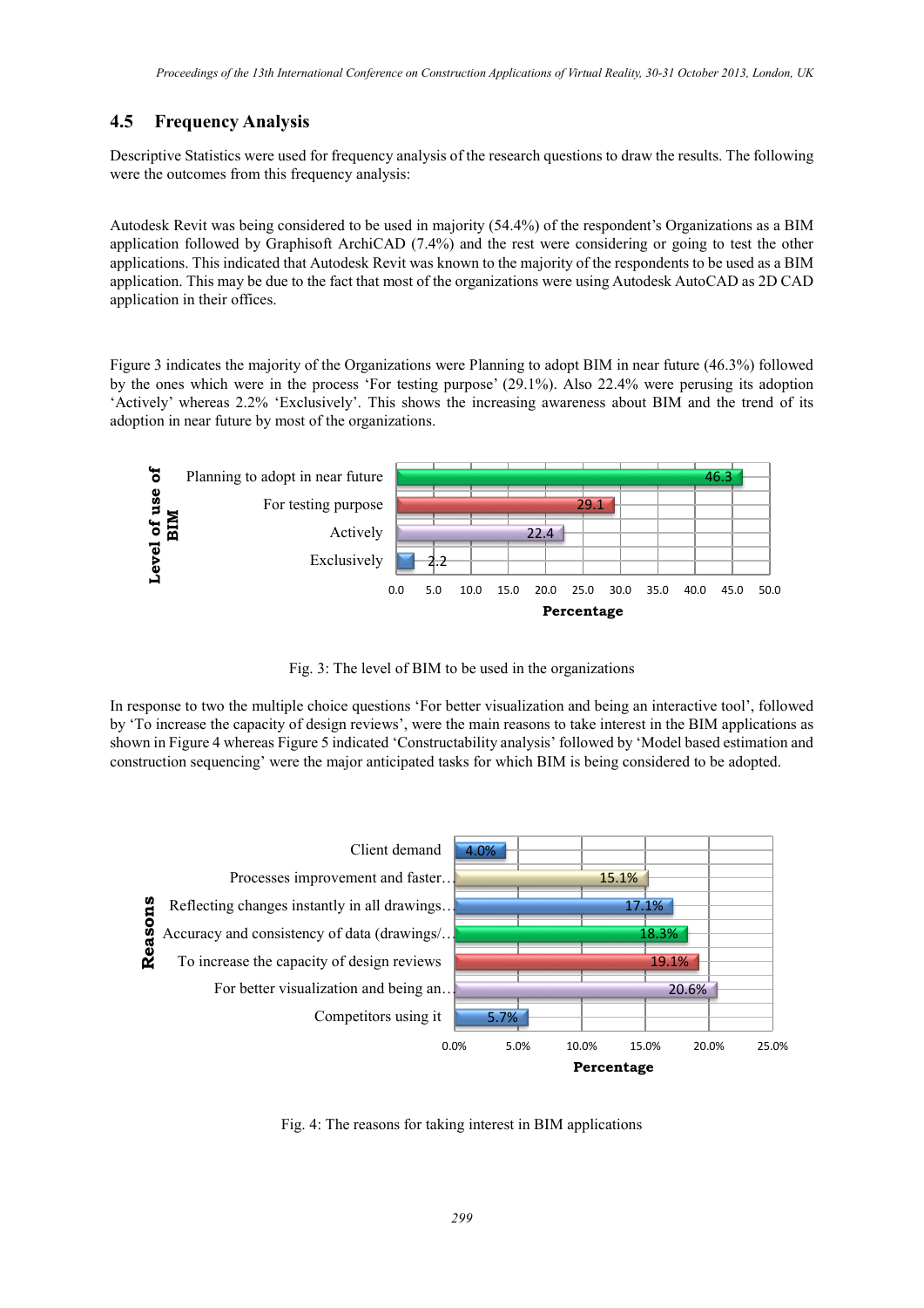## 4.5 Frequency Analysis

Descriptive Statistics were used for frequency analysis of the research questions to draw the results. The following were the outcomes from this frequency analysis:

Autodesk Revit was being considered to be used in majority (54.4%) of the respondent's Organizations as a BIM application followed by Graphisoft ArchiCAD (7.4%) and the rest were considering or going to test the other applications. This indicated that Autodesk Revit was known to the majority of the respondents to be used as a BIM application. This may be due to the fact that most of the organizations were using Autodesk AutoCAD as 2D CAD application in their offices.

Figure 3 indicates the majority of the Organizations were Planning to adopt BIM in near future (46.3%) followed by the ones which were in the process 'For testing purpose' (29.1%). Also 22.4% were perusing its adoption 'Actively' whereas 2.2% 'Exclusively'. This shows the increasing awareness about BIM and the trend of its adoption in near future by most of the organizations.

| Level of use of BIM | Percentage |
| --- | --- |
| Planning to adopt in near future | 46.3 |
| For testing purpose | 29.1 |
| Actively | 22.4 |
| Exclusively | 2.2 |

Fig. 3: The level of BIM to be used in the organizations

In response to two the multiple choice questions 'For better visualization and being an interactive tool', followed by 'To increase the capacity of design reviews', were the main reasons to take interest in the BIM applications as shown in Figure 4 whereas Figure 5 indicated 'Constructability analysis' followed by 'Model based estimation and construction sequencing' were the major anticipated tasks for which BIM is being considered to be adopted.

| Reasons | Percentage |
| --- | --- |
| Client demand | 4.0% |
| Processes improvement and faster… | 15.1% |
| Reflecting changes instantly in all drawings… | 17.1% |
| Accuracy and consistency of data (drawings/… | 18.3% |
| To increase the capacity of design reviews | 19.1% |
| For better visualization and being an… | 20.6% |
| Competitors using it | 5.7% |

Fig. 4: The reasons for taking interest in BIM applications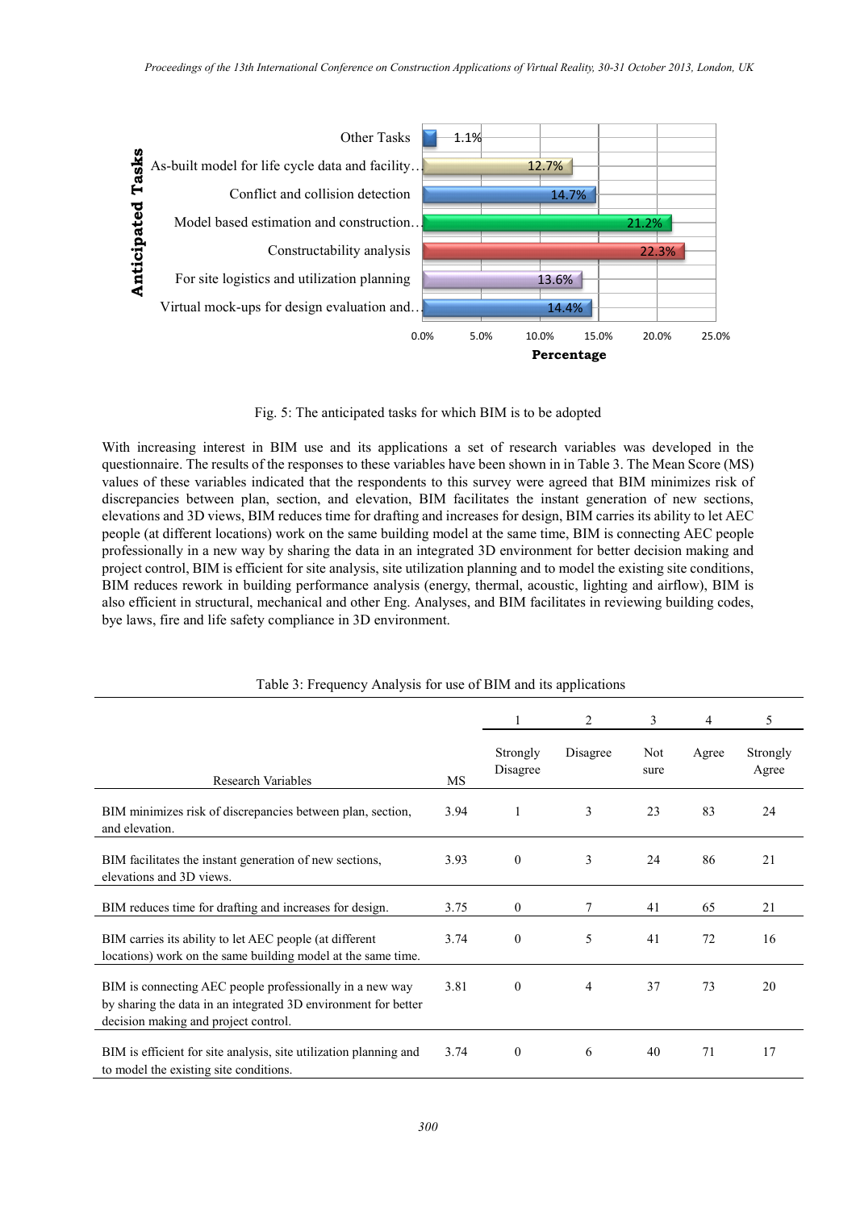| Anticipated Tasks | Percentage |
|---|---|
| Other Tasks | 1.1% |
| As-built model for life cycle data and facility… | 12.7% |
| Conflict and collision detection | 14.7% |
| Model based estimation and construction… | 21.2% |
| Constructability analysis | 22.3% |
| For site logistics and utilization planning | 13.6% |
| Virtual mock-ups for design evaluation and… | 14.4% |

Fig. 5: The anticipated tasks for which BIM is to be adopted

With increasing interest in BIM use and its applications a set of research variables was developed in the questionnaire. The results of the responses to these variables have been shown in in Table 3. The Mean Score (MS) values of these variables indicated that the respondents to this survey were agreed that BIM minimizes risk of discrepancies between plan, section, and elevation, BIM facilitates the instant generation of new sections, elevations and 3D views, BIM reduces time for drafting and increases for design, BIM carries its ability to let AEC people (at different locations) work on the same building model at the same time, BIM is connecting AEC people professionally in a new way by sharing the data in an integrated 3D environment for better decision making and project control, BIM is efficient for site analysis, site utilization planning and to model the existing site conditions, BIM reduces rework in building performance analysis (energy, thermal, acoustic, lighting and airflow), BIM is also efficient in structural, mechanical and other Eng. Analyses, and BIM facilitates in reviewing building codes, bye laws, fire and life safety compliance in 3D environment.

Table 3: Frequency Analysis for use of BIM and its applications

| Research Variables | MS | 1<br>Strongly Disagree | 2<br>Disagree | 3<br>Not sure | 4<br>Agree | 5<br>Strongly Agree |
|---|---|---|---|---|---|---|
| BIM minimizes risk of discrepancies between plan, section, and elevation. | 3.94 | 1 | 3 | 23 | 83 | 24 |
| BIM facilitates the instant generation of new sections, elevations and 3D views. | 3.93 | 0 | 3 | 24 | 86 | 21 |
| BIM reduces time for drafting and increases for design. | 3.75 | 0 | 7 | 41 | 65 | 21 |
| BIM carries its ability to let AEC people (at different locations) work on the same building model at the same time. | 3.74 | 0 | 5 | 41 | 72 | 16 |
| BIM is connecting AEC people professionally in a new way by sharing the data in an integrated 3D environment for better decision making and project control. | 3.81 | 0 | 4 | 37 | 73 | 20 |
| BIM is efficient for site analysis, site utilization planning and to model the existing site conditions. | 3.74 | 0 | 6 | 40 | 71 | 17 |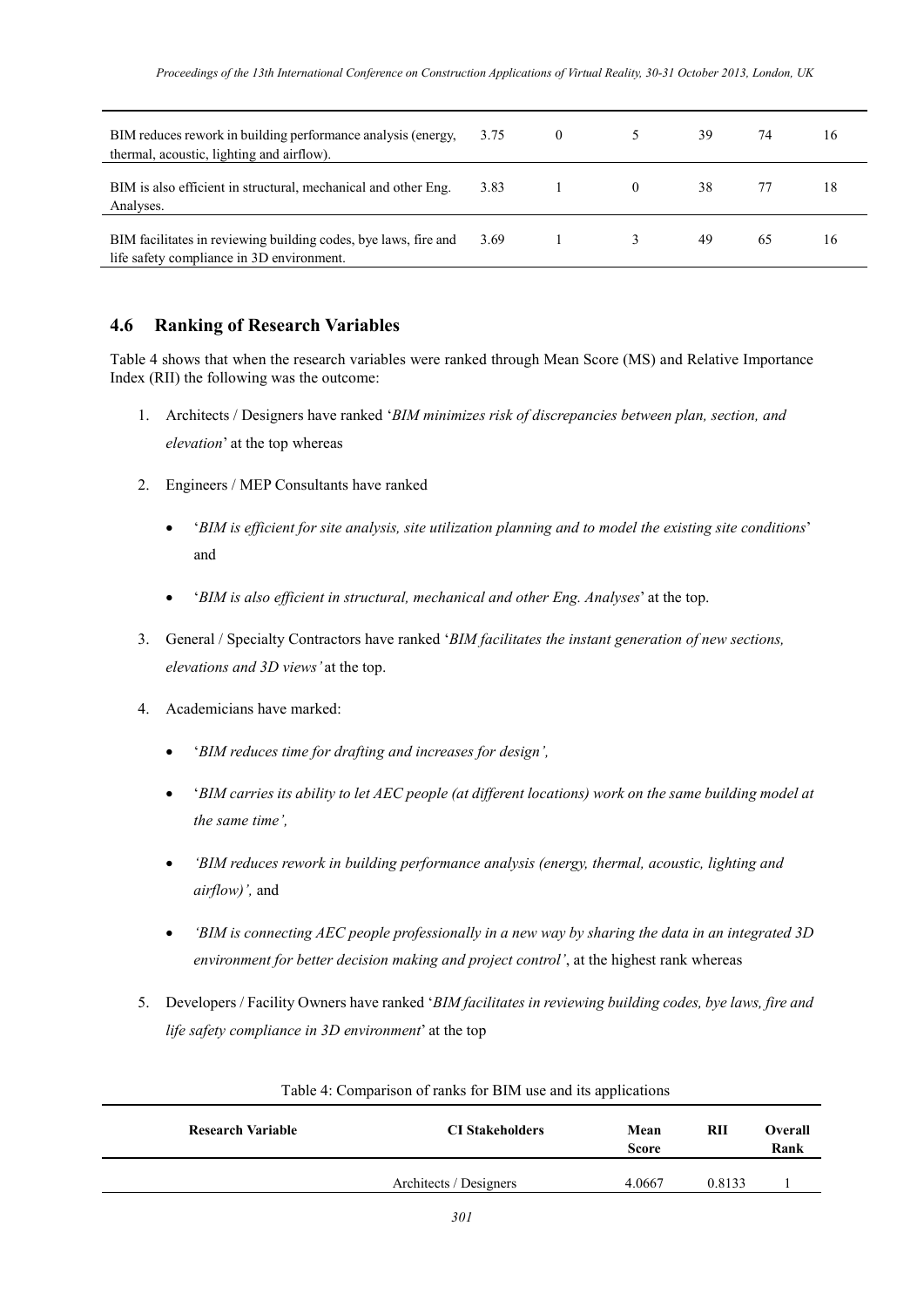| BIM reduces rework in building performance analysis (energy, thermal, acoustic, lighting and airflow). | 3.75 | 0 | 5 | 39 | 74 | 16 |
|---|---|---|---|---|---|---|
| BIM is also efficient in structural, mechanical and other Eng. Analyses. | 3.83 | 1 | 0 | 38 | 77 | 18 |
| BIM facilitates in reviewing building codes, bye laws, fire and life safety compliance in 3D environment. | 3.69 | 1 | 3 | 49 | 65 | 16 |

## 4.6 Ranking of Research Variables

Table 4 shows that when the research variables were ranked through Mean Score (MS) and Relative Importance Index (RII) the following was the outcome:

1. Architects / Designers have ranked '*BIM minimizes risk of discrepancies between plan, section, and elevation*' at the top whereas
2. Engineers / MEP Consultants have ranked
   - '*BIM is efficient for site analysis, site utilization planning and to model the existing site conditions*' and
   - '*BIM is also efficient in structural, mechanical and other Eng. Analyses*' at the top.
3. General / Specialty Contractors have ranked '*BIM facilitates the instant generation of new sections, elevations and 3D views'* at the top.
4. Academicians have marked:
   - '*BIM reduces time for drafting and increases for design',*
   - '*BIM carries its ability to let AEC people (at different locations) work on the same building model at the same time',*
   - *'BIM reduces rework in building performance analysis (energy, thermal, acoustic, lighting and airflow)',* and
   - *'BIM is connecting AEC people professionally in a new way by sharing the data in an integrated 3D environment for better decision making and project control'*, at the highest rank whereas
5. Developers / Facility Owners have ranked '*BIM facilitates in reviewing building codes, bye laws, fire and life safety compliance in 3D environment*' at the top

Table 4: Comparison of ranks for BIM use and its applications

| Research Variable | CI Stakeholders | Mean Score | RII | Overall Rank |
|---|---|---|---|---|
| | Architects / Designers | 4.0667 | 0.8133 | 1 |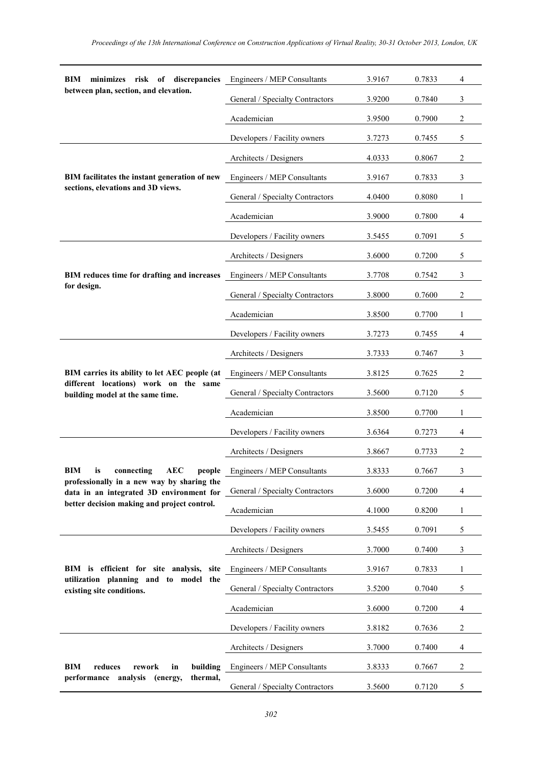| | | | | |
|---|---|---|---|---|
| **BIM minimizes risk of discrepancies between plan, section, and elevation.** | Engineers / MEP Consultants | 3.9167 | 0.7833 | 4 |
| | General / Specialty Contractors | 3.9200 | 0.7840 | 3 |
| | Academician | 3.9500 | 0.7900 | 2 |
| | Developers / Facility owners | 3.7273 | 0.7455 | 5 |
| **BIM facilitates the instant generation of new sections, elevations and 3D views.** | Architects / Designers | 4.0333 | 0.8067 | 2 |
| | Engineers / MEP Consultants | 3.9167 | 0.7833 | 3 |
| | General / Specialty Contractors | 4.0400 | 0.8080 | 1 |
| | Academician | 3.9000 | 0.7800 | 4 |
| | Developers / Facility owners | 3.5455 | 0.7091 | 5 |
| **BIM reduces time for drafting and increases for design.** | Architects / Designers | 3.6000 | 0.7200 | 5 |
| | Engineers / MEP Consultants | 3.7708 | 0.7542 | 3 |
| | General / Specialty Contractors | 3.8000 | 0.7600 | 2 |
| | Academician | 3.8500 | 0.7700 | 1 |
| | Developers / Facility owners | 3.7273 | 0.7455 | 4 |
| **BIM carries its ability to let AEC people (at different locations) work on the same building model at the same time.** | Architects / Designers | 3.7333 | 0.7467 | 3 |
| | Engineers / MEP Consultants | 3.8125 | 0.7625 | 2 |
| | General / Specialty Contractors | 3.5600 | 0.7120 | 5 |
| | Academician | 3.8500 | 0.7700 | 1 |
| | Developers / Facility owners | 3.6364 | 0.7273 | 4 |
| **BIM is connecting AEC people professionally in a new way by sharing the data in an integrated 3D environment for better decision making and project control.** | Architects / Designers | 3.8667 | 0.7733 | 2 |
| | Engineers / MEP Consultants | 3.8333 | 0.7667 | 3 |
| | General / Specialty Contractors | 3.6000 | 0.7200 | 4 |
| | Academician | 4.1000 | 0.8200 | 1 |
| | Developers / Facility owners | 3.5455 | 0.7091 | 5 |
| **BIM is efficient for site analysis, site utilization planning and to model the existing site conditions.** | Architects / Designers | 3.7000 | 0.7400 | 3 |
| | Engineers / MEP Consultants | 3.9167 | 0.7833 | 1 |
| | General / Specialty Contractors | 3.5200 | 0.7040 | 5 |
| | Academician | 3.6000 | 0.7200 | 4 |
| | Developers / Facility owners | 3.8182 | 0.7636 | 2 |
| **BIM reduces rework in building performance analysis (energy, thermal,** | Architects / Designers | 3.7000 | 0.7400 | 4 |
| | Engineers / MEP Consultants | 3.8333 | 0.7667 | 2 |
| | General / Specialty Contractors | 3.5600 | 0.7120 | 5 |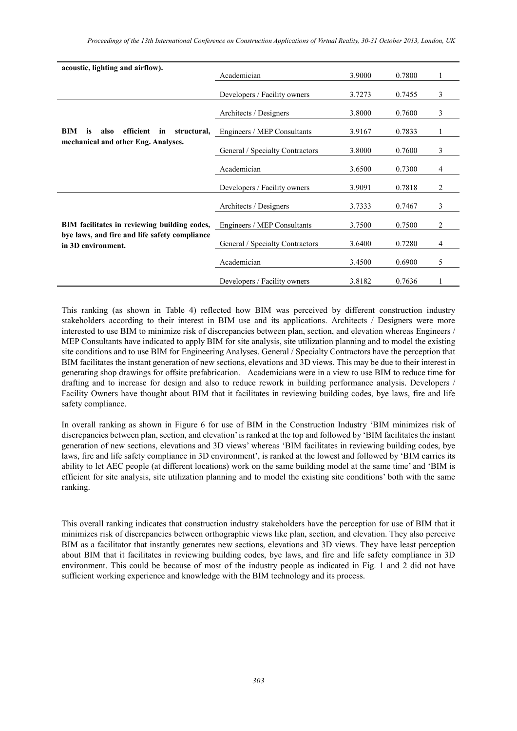| | | | | |
|---|---|---|---|---|
| **acoustic, lighting and airflow).** | Academician | 3.9000 | 0.7800 | 1 |
| | Developers / Facility owners | 3.7273 | 0.7455 | 3 |
| **BIM is also efficient in structural, mechanical and other Eng. Analyses.** | Architects / Designers | 3.8000 | 0.7600 | 3 |
| | Engineers / MEP Consultants | 3.9167 | 0.7833 | 1 |
| | General / Specialty Contractors | 3.8000 | 0.7600 | 3 |
| | Academician | 3.6500 | 0.7300 | 4 |
| | Developers / Facility owners | 3.9091 | 0.7818 | 2 |
| **BIM facilitates in reviewing building codes, bye laws, and fire and life safety compliance in 3D environment.** | Architects / Designers | 3.7333 | 0.7467 | 3 |
| | Engineers / MEP Consultants | 3.7500 | 0.7500 | 2 |
| | General / Specialty Contractors | 3.6400 | 0.7280 | 4 |
| | Academician | 3.4500 | 0.6900 | 5 |
| | Developers / Facility owners | 3.8182 | 0.7636 | 1 |

This ranking (as shown in Table 4) reflected how BIM was perceived by different construction industry stakeholders according to their interest in BIM use and its applications. Architects / Designers were more interested to use BIM to minimize risk of discrepancies between plan, section, and elevation whereas Engineers / MEP Consultants have indicated to apply BIM for site analysis, site utilization planning and to model the existing site conditions and to use BIM for Engineering Analyses. General / Specialty Contractors have the perception that BIM facilitates the instant generation of new sections, elevations and 3D views. This may be due to their interest in generating shop drawings for offsite prefabrication. Academicians were in a view to use BIM to reduce time for drafting and to increase for design and also to reduce rework in building performance analysis. Developers / Facility Owners have thought about BIM that it facilitates in reviewing building codes, bye laws, fire and life safety compliance.

In overall ranking as shown in Figure 6 for use of BIM in the Construction Industry 'BIM minimizes risk of discrepancies between plan, section, and elevation' is ranked at the top and followed by 'BIM facilitates the instant generation of new sections, elevations and 3D views' whereas 'BIM facilitates in reviewing building codes, bye laws, fire and life safety compliance in 3D environment', is ranked at the lowest and followed by 'BIM carries its ability to let AEC people (at different locations) work on the same building model at the same time' and 'BIM is efficient for site analysis, site utilization planning and to model the existing site conditions' both with the same ranking.

This overall ranking indicates that construction industry stakeholders have the perception for use of BIM that it minimizes risk of discrepancies between orthographic views like plan, section, and elevation. They also perceive BIM as a facilitator that instantly generates new sections, elevations and 3D views. They have least perception about BIM that it facilitates in reviewing building codes, bye laws, and fire and life safety compliance in 3D environment. This could be because of most of the industry people as indicated in Fig. 1 and 2 did not have sufficient working experience and knowledge with the BIM technology and its process.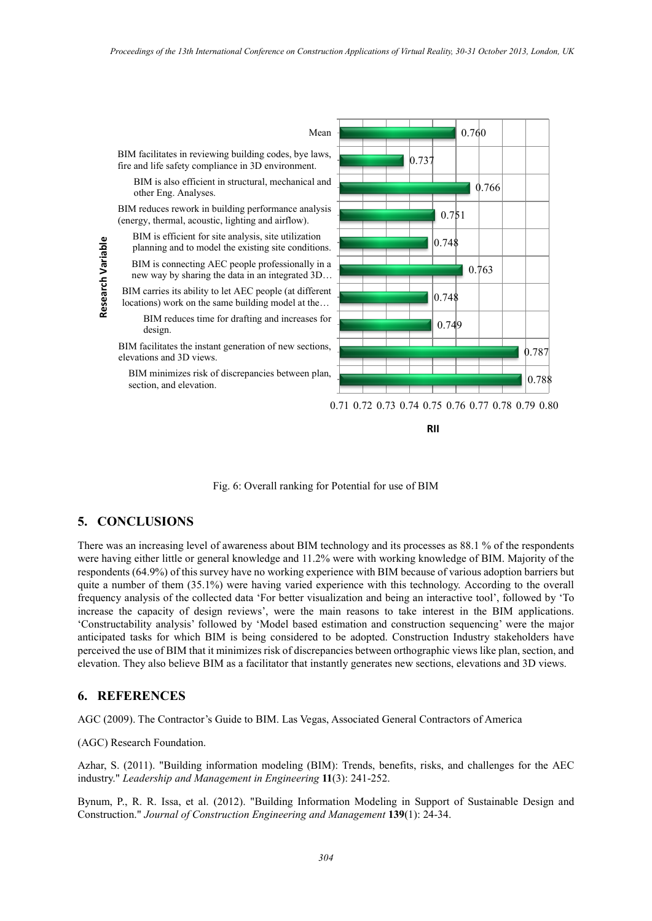| Research Variable | RII |
|---|---|
| Mean | 0.760 |
| BIM facilitates in reviewing building codes, bye laws, fire and life safety compliance in 3D environment. | 0.737 |
| BIM is also efficient in structural, mechanical and other Eng. Analyses. | 0.766 |
| BIM reduces rework in building performance analysis (energy, thermal, acoustic, lighting and airflow). | 0.751 |
| BIM is efficient for site analysis, site utilization planning and to model the existing site conditions. | 0.748 |
| BIM is connecting AEC people professionally in a new way by sharing the data in an integrated 3D… | 0.763 |
| BIM carries its ability to let AEC people (at different locations) work on the same building model at the… | 0.748 |
| BIM reduces time for drafting and increases for design. | 0.749 |
| BIM facilitates the instant generation of new sections, elevations and 3D views. | 0.787 |
| BIM minimizes risk of discrepancies between plan, section, and elevation. | 0.788 |

Fig. 6: Overall ranking for Potential for use of BIM

## 5. CONCLUSIONS

There was an increasing level of awareness about BIM technology and its processes as 88.1 % of the respondents were having either little or general knowledge and 11.2% were with working knowledge of BIM. Majority of the respondents (64.9%) of this survey have no working experience with BIM because of various adoption barriers but quite a number of them (35.1%) were having varied experience with this technology. According to the overall frequency analysis of the collected data 'For better visualization and being an interactive tool', followed by 'To increase the capacity of design reviews', were the main reasons to take interest in the BIM applications. 'Constructability analysis' followed by 'Model based estimation and construction sequencing' were the major anticipated tasks for which BIM is being considered to be adopted. Construction Industry stakeholders have perceived the use of BIM that it minimizes risk of discrepancies between orthographic views like plan, section, and elevation. They also believe BIM as a facilitator that instantly generates new sections, elevations and 3D views.

## 6. REFERENCES

AGC (2009). The Contractor's Guide to BIM. Las Vegas, Associated General Contractors of America

(AGC) Research Foundation.

Azhar, S. (2011). "Building information modeling (BIM): Trends, benefits, risks, and challenges for the AEC industry." *Leadership and Management in Engineering* **11**(3): 241-252.

Bynum, P., R. R. Issa, et al. (2012). "Building Information Modeling in Support of Sustainable Design and Construction." *Journal of Construction Engineering and Management* **139**(1): 24-34.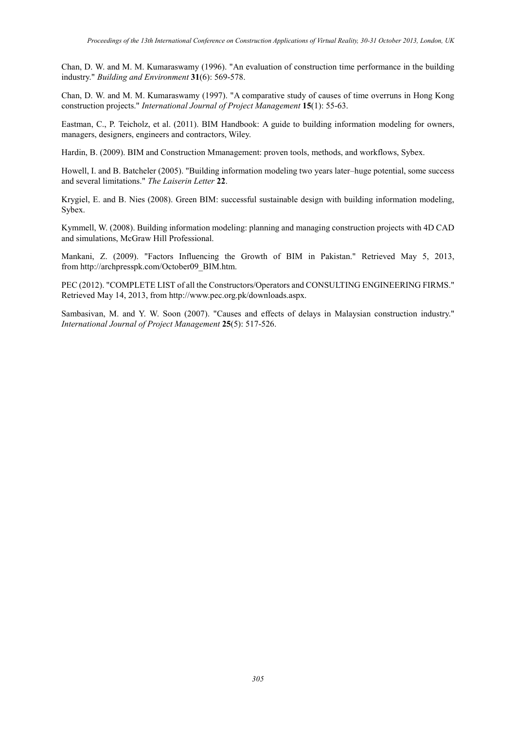Chan, D. W. and M. M. Kumaraswamy (1996). "An evaluation of construction time performance in the building industry." *Building and Environment* **31**(6): 569-578.

Chan, D. W. and M. M. Kumaraswamy (1997). "A comparative study of causes of time overruns in Hong Kong construction projects." *International Journal of Project Management* **15**(1): 55-63.

Eastman, C., P. Teicholz, et al. (2011). BIM Handbook: A guide to building information modeling for owners, managers, designers, engineers and contractors, Wiley.

Hardin, B. (2009). BIM and Construction Mmanagement: proven tools, methods, and workflows, Sybex.

Howell, I. and B. Batcheler (2005). "Building information modeling two years later–huge potential, some success and several limitations." *The Laiserin Letter* **22**.

Krygiel, E. and B. Nies (2008). Green BIM: successful sustainable design with building information modeling, Sybex.

Kymmell, W. (2008). Building information modeling: planning and managing construction projects with 4D CAD and simulations, McGraw Hill Professional.

Mankani, Z. (2009). "Factors Influencing the Growth of BIM in Pakistan." Retrieved May 5, 2013, from http://archpresspk.com/October09_BIM.htm.

PEC (2012). "COMPLETE LIST of all the Constructors/Operators and CONSULTING ENGINEERING FIRMS." Retrieved May 14, 2013, from http://www.pec.org.pk/downloads.aspx.

Sambasivan, M. and Y. W. Soon (2007). "Causes and effects of delays in Malaysian construction industry." *International Journal of Project Management* **25**(5): 517-526.